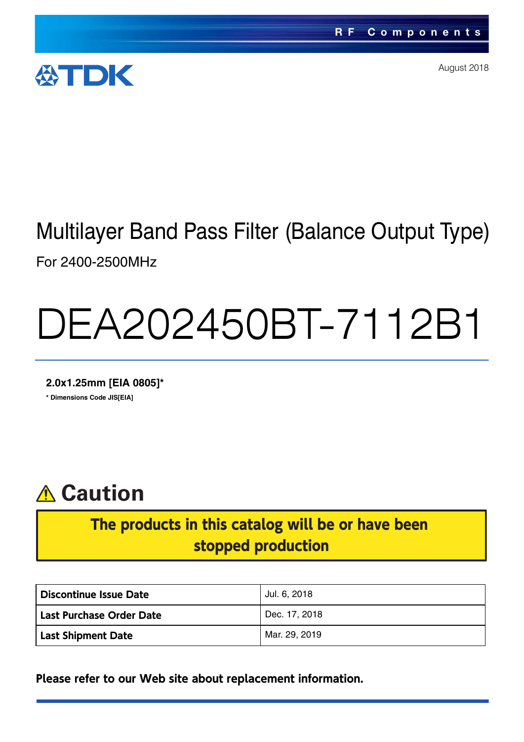RF Components

TDK

August 2018

# Multilayer Band Pass Filter (Balance Output Type)

For 2400-2500MHz

# DEA202450BT-7112B1

**2.0x1.25mm [EIA 0805]***

*** Dimensions Code JIS[EIA]**

## ⚠ Caution

**The products in this catalog will be or have been stopped production**

| Discontinue Issue Date | Jul. 6, 2018 |
|---|---|
| Last Purchase Order Date | Dec. 17, 2018 |
| Last Shipment Date | Mar. 29, 2019 |

**Please refer to our Web site about replacement information.**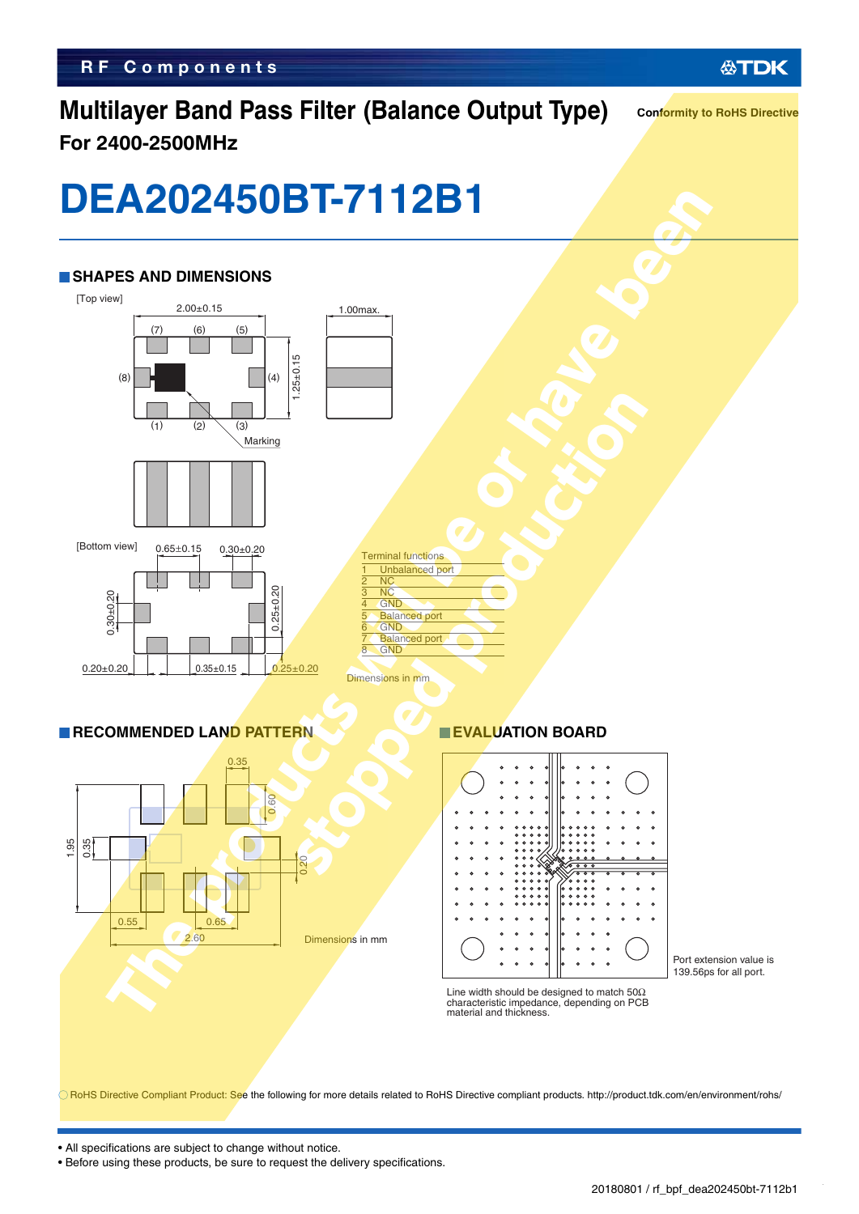RF Components

# Multilayer Band Pass Filter (Balance Output Type)

**For 2400-2500MHz**

Conformity to RoHS Directive

# DEA202450BT-7112B1

The products will be or have been stopped production

## SHAPES AND DIMENSIONS

[Top view]

2.00±0.15

1.00max.

1.25±0.15

(7) (6) (5)

(8) (4)

(1) (2) (3)

Marking

[Bottom view]

0.65±0.15 0.30±0.20

0.30±0.20 0.25±0.20

0.20±0.20 0.35±0.15 0.25±0.20

| Terminal functions | |
|---|---|
| 1 | Unbalanced port |
| 2 | NC |
| 3 | NC |
| 4 | GND |
| 5 | Balanced port |
| 6 | GND |
| 7 | Balanced port |
| 8 | GND |

Dimensions in mm

## RECOMMENDED LAND PATTERN

0.35 0.60 1.95 0.35 0.20 0.55 0.65 2.60

Dimensions in mm

## EVALUATION BOARD

Port extension value is 139.56ps for all port.

Line width should be designed to match 50Ω characteristic impedance, depending on PCB material and thickness.

◯ RoHS Directive Compliant Product: See the following for more details related to RoHS Directive compliant products. http://product.tdk.com/en/environment/rohs/

- All specifications are subject to change without notice.
- Before using these products, be sure to request the delivery specifications.

20180801 / rf_bpf_dea202450bt-7112b1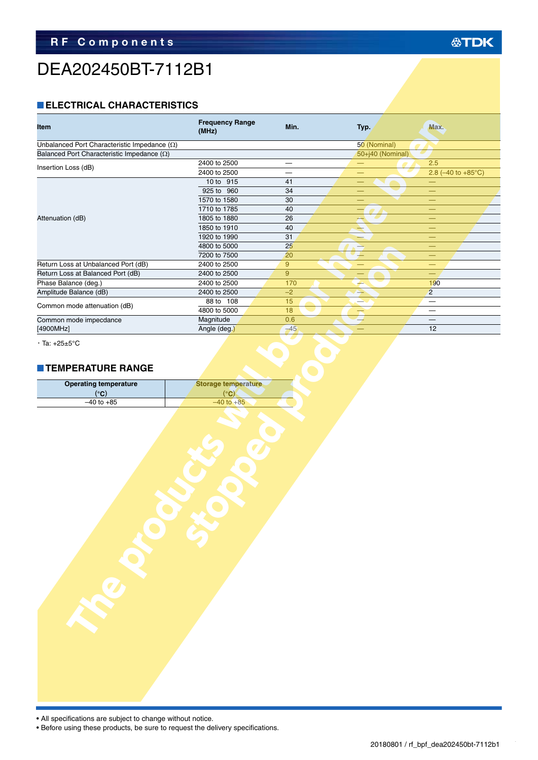# DEA202450BT-7112B1

## ELECTRICAL CHARACTERISTICS

| Item | Frequency Range (MHz) | Min. | Typ. | Max. |
|---|---|---|---|---|
| Unbalanced Port Characteristic Impedance (Ω) | | | 50 (Nominal) | |
| Balanced Port Characteristic Impedance (Ω) | | | 50+j40 (Nominal) | |
| Insertion Loss (dB) | 2400 to 2500 | — | — | 2.5 |
| | 2400 to 2500 | — | — | 2.8 (–40 to +85°C) |
| Attenuation (dB) | 10 to 915 | 41 | — | — |
| | 925 to 960 | 34 | — | — |
| | 1570 to 1580 | 30 | — | — |
| | 1710 to 1785 | 40 | — | — |
| | 1805 to 1880 | 26 | — | — |
| | 1850 to 1910 | 40 | — | — |
| | 1920 to 1990 | 31 | — | — |
| | 4800 to 5000 | 25 | — | — |
| | 7200 to 7500 | 20 | — | — |
| Return Loss at Unbalanced Port (dB) | 2400 to 2500 | 9 | — | — |
| Return Loss at Balanced Port (dB) | 2400 to 2500 | 9 | — | — |
| Phase Balance (deg.) | 2400 to 2500 | 170 | — | 190 |
| Amplitude Balance (dB) | 2400 to 2500 | –2 | — | 2 |
| Common mode attenuation (dB) | 88 to 108 | 15 | — | — |
| | 4800 to 5000 | 18 | — | — |
| Common mode impecdance [4900MHz] | Magnitude | 0.6 | — | — |
| | Angle (deg.) | –45 | — | 12 |

・Ta: +25±5°C

## TEMPERATURE RANGE

| Operating temperature (°C) | Storage temperature (°C) |
|---|---|
| –40 to +85 | –40 to +85 |

The products will be or have been stopped production

- All specifications are subject to change without notice.
- Before using these products, be sure to request the delivery specifications.

20180801 / rf_bpf_dea202450bt-7112b1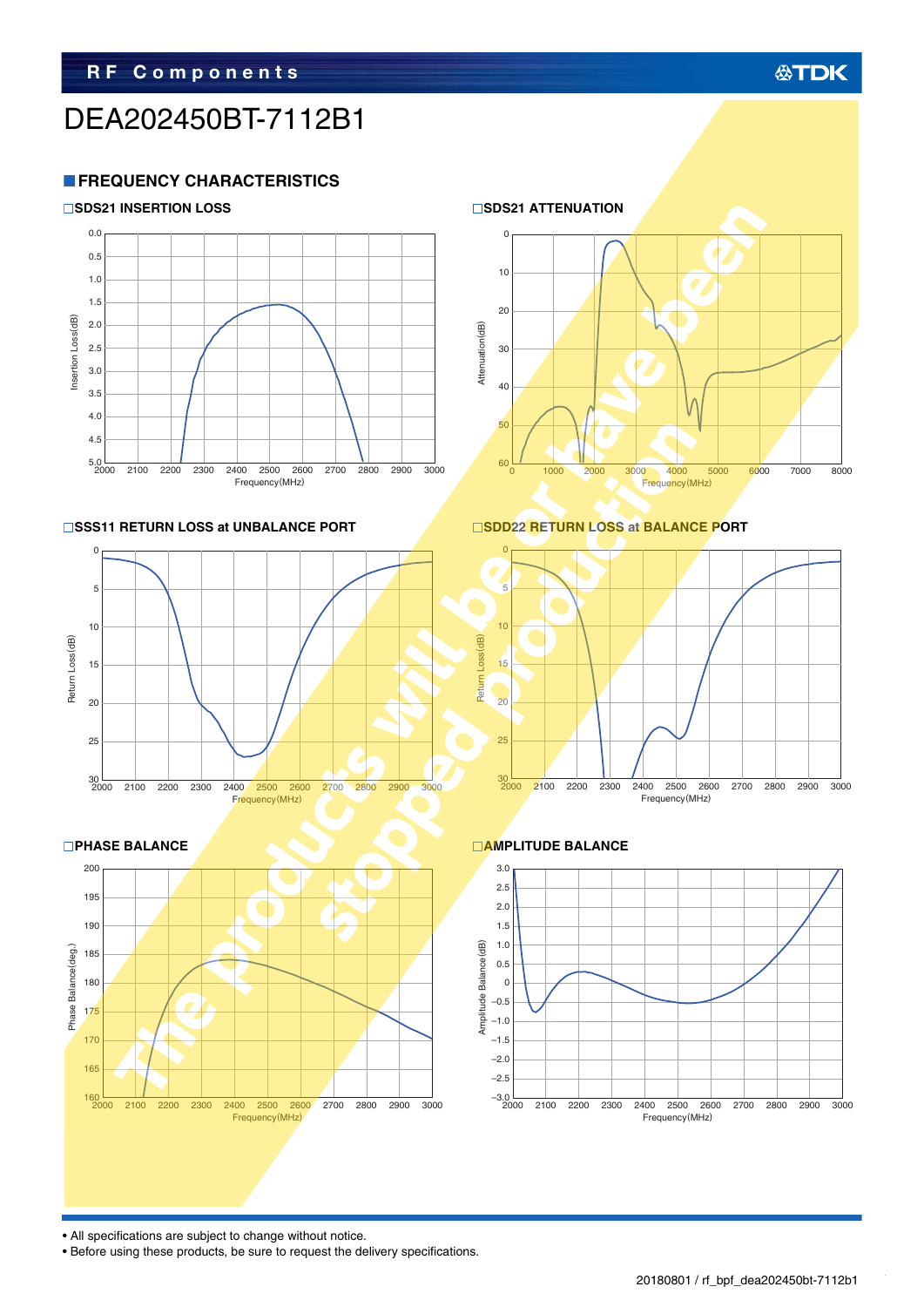# DEA202450BT-7112B1

## FREQUENCY CHARACTERISTICS

### SDS21 INSERTION LOSS

### SDS21 ATTENUATION

### SSS11 RETURN LOSS at UNBALANCE PORT

### SDD22 RETURN LOSS at BALANCE PORT

### PHASE BALANCE

### AMPLITUDE BALANCE

The products will be or have been stopped production

- All specifications are subject to change without notice.
- Before using these products, be sure to request the delivery specifications.

20180801 / rf_bpf_dea202450bt-7112b1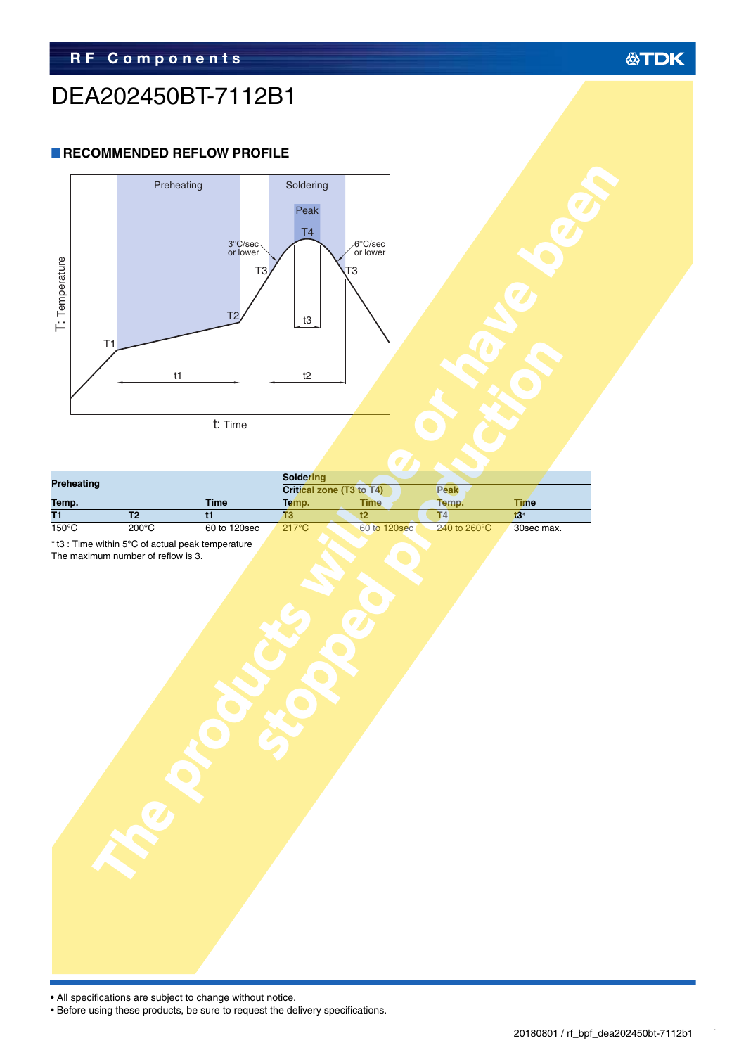# DEA202450BT-7112B1

## RECOMMENDED REFLOW PROFILE

| Preheating | | | Soldering | | | |
|---|---|---|---|---|---|---|
| | | | Critical zone (T3 to T4) | | Peak | |
| Temp. | | Time | Temp. | Time | Temp. | Time |
| T1 | T2 | t1 | T3 | t2 | T4 | t3* |
| 150°C | 200°C | 60 to 120sec | 217°C | 60 to 120sec | 240 to 260°C | 30sec max. |

* t3 : Time within 5°C of actual peak temperature

The maximum number of reflow is 3.

The products will be or have been stopped production

• All specifications are subject to change without notice.

• Before using these products, be sure to request the delivery specifications.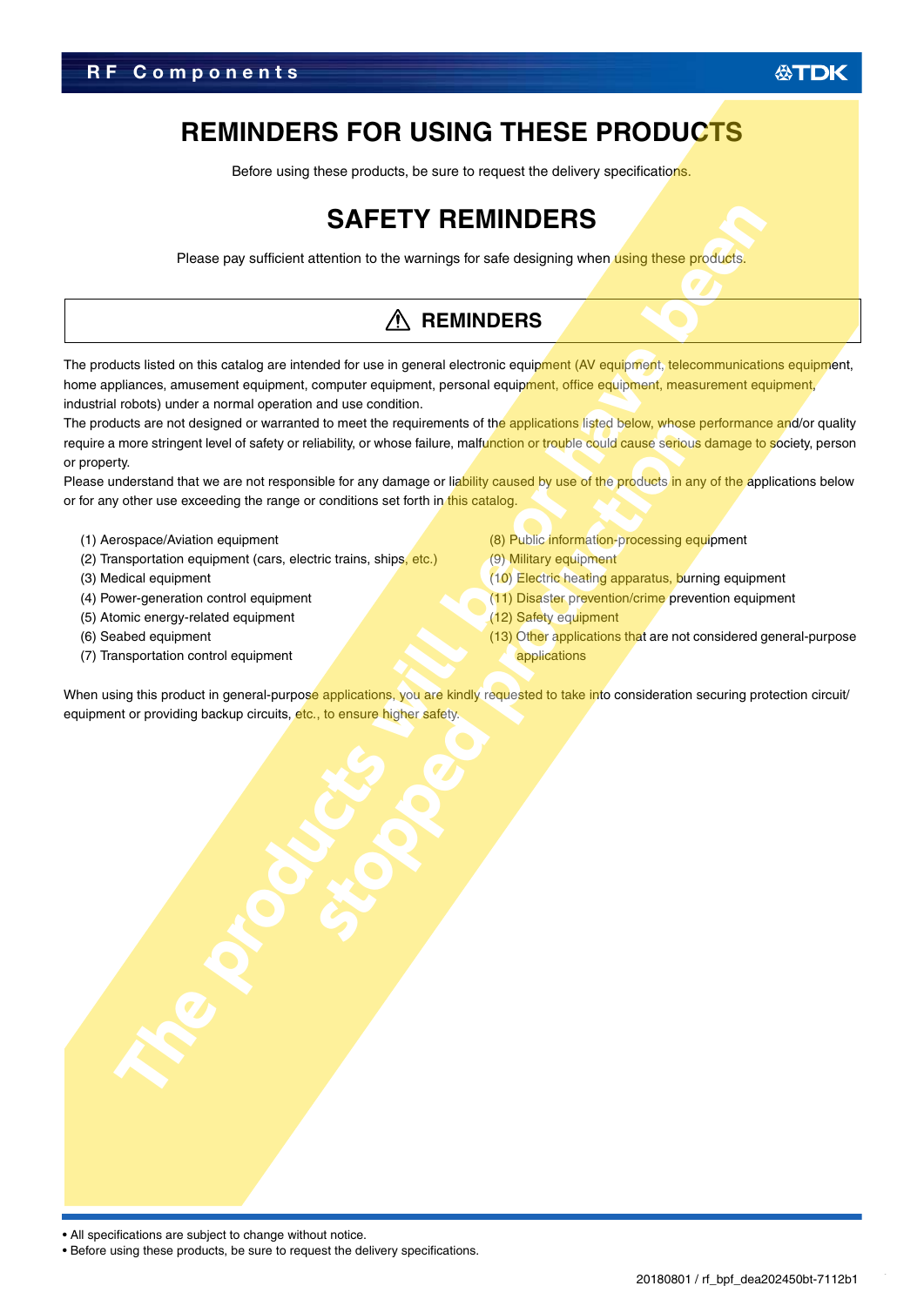# REMINDERS FOR USING THESE PRODUCTS

Before using these products, be sure to request the delivery specifications.

# SAFETY REMINDERS

Please pay sufficient attention to the warnings for safe designing when using these products.

## ⚠ REMINDERS

The products listed on this catalog are intended for use in general electronic equipment (AV equipment, telecommunications equipment, home appliances, amusement equipment, computer equipment, personal equipment, office equipment, measurement equipment, industrial robots) under a normal operation and use condition.

The products are not designed or warranted to meet the requirements of the applications listed below, whose performance and/or quality require a more stringent level of safety or reliability, or whose failure, malfunction or trouble could cause serious damage to society, person or property.

Please understand that we are not responsible for any damage or liability caused by use of the products in any of the applications below or for any other use exceeding the range or conditions set forth in this catalog.

(1) Aerospace/Aviation equipment
(2) Transportation equipment (cars, electric trains, ships, etc.)
(3) Medical equipment
(4) Power-generation control equipment
(5) Atomic energy-related equipment
(6) Seabed equipment
(7) Transportation control equipment
(8) Public information-processing equipment
(9) Military equipment
(10) Electric heating apparatus, burning equipment
(11) Disaster prevention/crime prevention equipment
(12) Safety equipment
(13) Other applications that are not considered general-purpose applications

When using this product in general-purpose applications, you are kindly requested to take into consideration securing protection circuit/equipment or providing backup circuits, etc., to ensure higher safety.

The products will be or have been stopped production

- All specifications are subject to change without notice.
- Before using these products, be sure to request the delivery specifications.